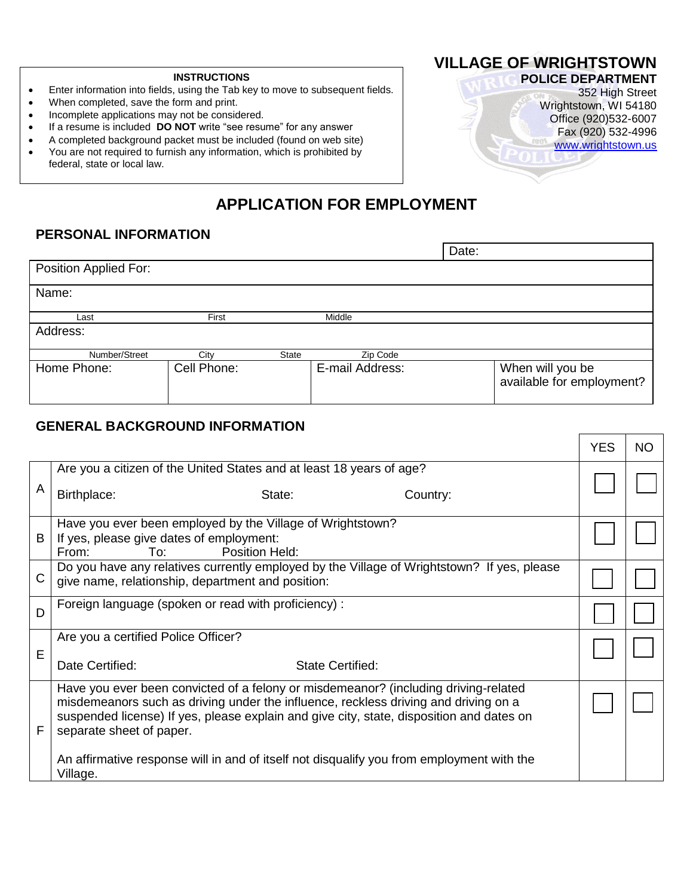**INSTRUCTIONS**

- Enter information into fields, using the Tab key to move to subsequent fields.
- When completed, save the form and print.
- Incomplete applications may not be considered.
- If a resume is included **DO NOT** write "see resume" for any answer
- A completed background packet must be included (found on web site)
- You are not required to furnish any information, which is prohibited by federal, state or local law.

## VILLAGE OF WRIGHTSTOWN

**POLICE DEPARTMENT**
352 High Street
Wrightstown, WI 54180
Office (920)532-6007
Fax (920) 532-4996
www.wrightstown.us

# APPLICATION FOR EMPLOYMENT

## PERSONAL INFORMATION

| | | | Date: |
|---|---|---|---|
| Position Applied For: | | | |
| Name: | | | |
| Last | First | Middle | |
| Address: | | | |
| Number/Street, City, State | Zip Code | | |
| Home Phone: | Cell Phone: | E-mail Address: | When will you be available for employment? |

## GENERAL BACKGROUND INFORMATION

| | | YES | NO |
|---|---|---|---|
| A | Are you a citizen of the United States and at least 18 years of age?<br>Birthplace: State: Country: | ☐ | ☐ |
| B | Have you ever been employed by the Village of Wrightstown?<br>If yes, please give dates of employment:<br>From: To: Position Held: | ☐ | ☐ |
| C | Do you have any relatives currently employed by the Village of Wrightstown? If yes, please give name, relationship, department and position: | ☐ | ☐ |
| D | Foreign language (spoken or read with proficiency) : | ☐ | ☐ |
| E | Are you a certified Police Officer?<br>Date Certified: State Certified: | ☐ | ☐ |
| F | Have you ever been convicted of a felony or misdemeanor? (including driving-related misdemeanors such as driving under the influence, reckless driving and driving on a suspended license) If yes, please explain and give city, state, disposition and dates on separate sheet of paper.<br><br>An affirmative response will in and of itself not disqualify you from employment with the Village. | ☐ | ☐ |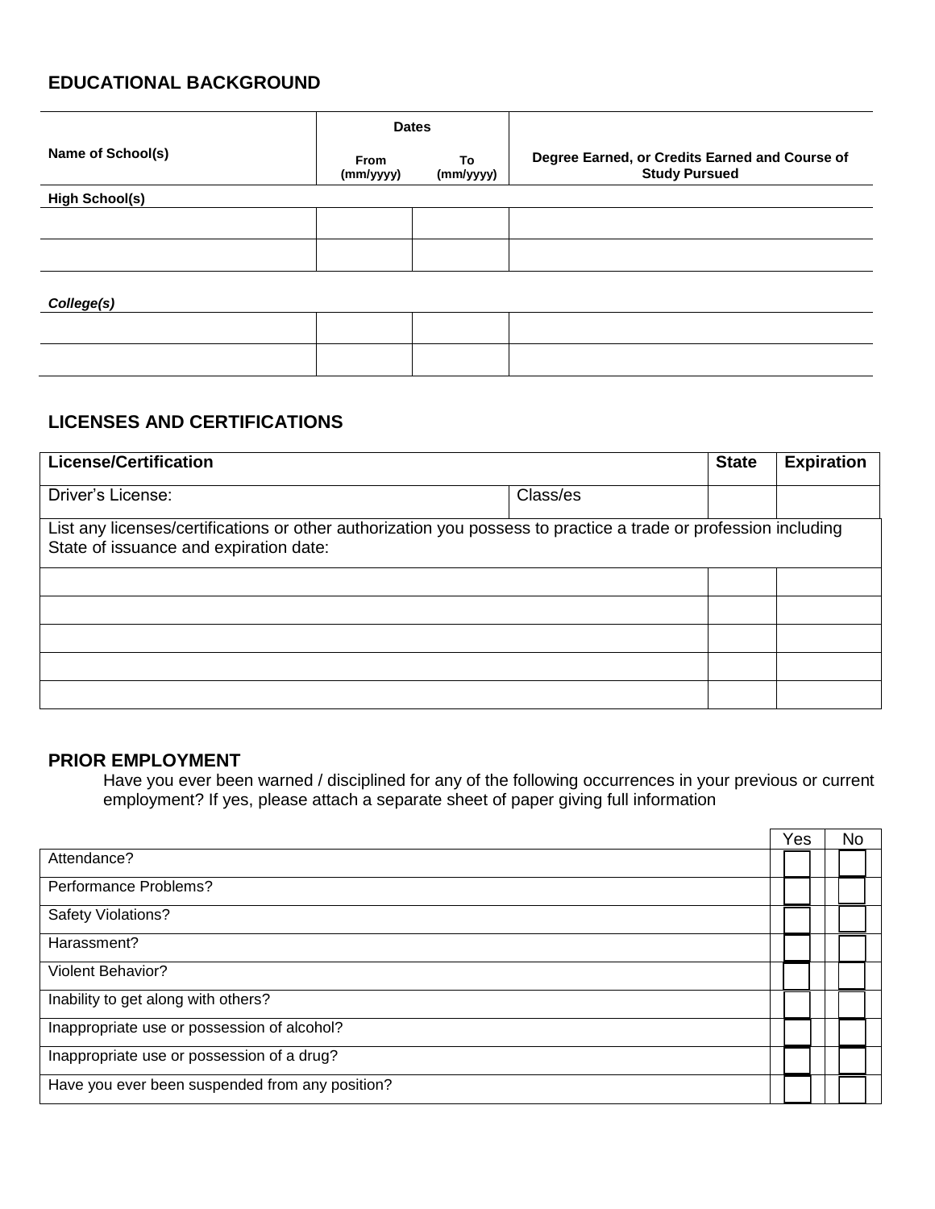## EDUCATIONAL BACKGROUND

| Name of School(s) | Dates | | Degree Earned, or Credits Earned and Course of Study Pursued |
|---|---|---|---|
| | From (mm/yyyy) | To (mm/yyyy) | |
| **High School(s)** | | | |
| | | | |
| | | | |
| ***College(s)*** | | | |
| | | | |
| | | | |

## LICENSES AND CERTIFICATIONS

| License/Certification | | State | Expiration |
|---|---|---|---|
| Driver's License: | Class/es | | |
| List any licenses/certifications or other authorization you possess to practice a trade or profession including State of issuance and expiration date: | | | |
| | | | |
| | | | |
| | | | |
| | | | |
| | | | |

## PRIOR EMPLOYMENT

Have you ever been warned / disciplined for any of the following occurrences in your previous or current employment? If yes, please attach a separate sheet of paper giving full information

| | Yes | No |
|---|---|---|
| Attendance? | ☐ | ☐ |
| Performance Problems? | ☐ | ☐ |
| Safety Violations? | ☐ | ☐ |
| Harassment? | ☐ | ☐ |
| Violent Behavior? | ☐ | ☐ |
| Inability to get along with others? | ☐ | ☐ |
| Inappropriate use or possession of alcohol? | ☐ | ☐ |
| Inappropriate use or possession of a drug? | ☐ | ☐ |
| Have you ever been suspended from any position? | ☐ | ☐ |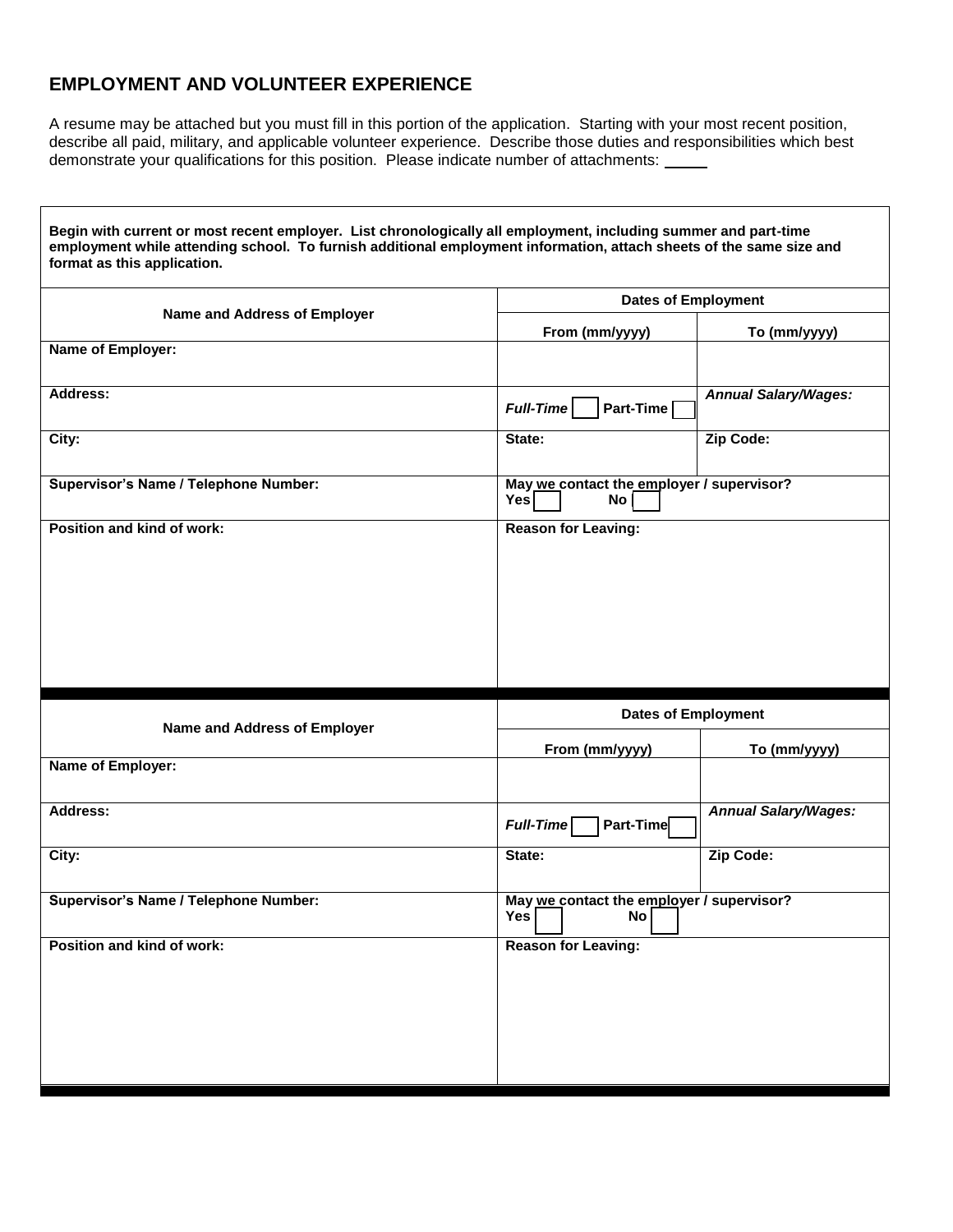## EMPLOYMENT AND VOLUNTEER EXPERIENCE

A resume may be attached but you must fill in this portion of the application. Starting with your most recent position, describe all paid, military, and applicable volunteer experience. Describe those duties and responsibilities which best demonstrate your qualifications for this position. Please indicate number of attachments: _____

**Begin with current or most recent employer. List chronologically all employment, including summer and part-time employment while attending school. To furnish additional employment information, attach sheets of the same size and format as this application.**

| Name and Address of Employer | Dates of Employment | |
|---|---|---|
| | **From (mm/yyyy)** | **To (mm/yyyy)** |
| **Name of Employer:** | | |
| **Address:** | ***Full-Time*** ☐ **Part-Time** ☐ | ***Annual Salary/Wages:*** |
| **City:** | **State:** | **Zip Code:** |
| **Supervisor's Name / Telephone Number:** | **May we contact the employer / supervisor?** **Yes** ☐ **No** ☐ | |
| **Position and kind of work:** | **Reason for Leaving:** | |

| Name and Address of Employer | Dates of Employment | |
|---|---|---|
| | **From (mm/yyyy)** | **To (mm/yyyy)** |
| **Name of Employer:** | | |
| **Address:** | ***Full-Time*** ☐ **Part-Time** ☐ | ***Annual Salary/Wages:*** |
| **City:** | **State:** | **Zip Code:** |
| **Supervisor's Name / Telephone Number:** | **May we contact the employer / supervisor?** **Yes** ☐ **No** ☐ | |
| **Position and kind of work:** | **Reason for Leaving:** | |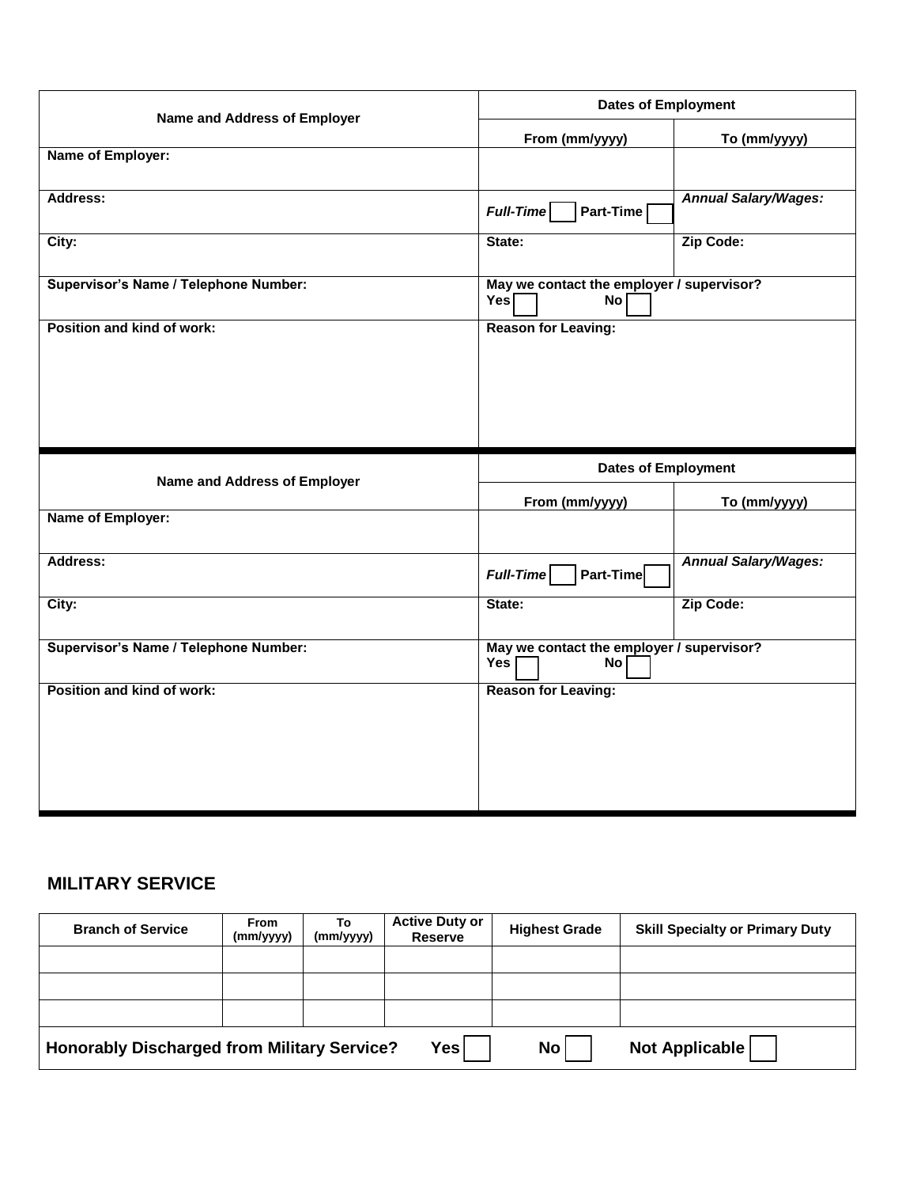| **Name and Address of Employer** | **Dates of Employment** | |
|---|---|---|
| | **From (mm/yyyy)** | **To (mm/yyyy)** |
| **Name of Employer:** | | |
| **Address:** | ***Full-Time*** ☐ **Part-Time** ☐ | ***Annual Salary/Wages:*** |
| **City:** | **State:** | **Zip Code:** |
| **Supervisor's Name / Telephone Number:** | **May we contact the employer / supervisor?** **Yes** ☐ **No** ☐ | |
| **Position and kind of work:** | **Reason for Leaving:** | |

| **Name and Address of Employer** | **Dates of Employment** | |
|---|---|---|
| | **From (mm/yyyy)** | **To (mm/yyyy)** |
| **Name of Employer:** | | |
| **Address:** | ***Full-Time*** ☐ **Part-Time** ☐ | ***Annual Salary/Wages:*** |
| **City:** | **State:** | **Zip Code:** |
| **Supervisor's Name / Telephone Number:** | **May we contact the employer / supervisor?** **Yes** ☐ **No** ☐ | |
| **Position and kind of work:** | **Reason for Leaving:** | |

## MILITARY SERVICE

| **Branch of Service** | **From (mm/yyyy)** | **To (mm/yyyy)** | **Active Duty or Reserve** | **Highest Grade** | **Skill Specialty or Primary Duty** |
|---|---|---|---|---|---|
| | | | | | |
| | | | | | |
| | | | | | |

**Honorably Discharged from Military Service?** **Yes** ☐ **No** ☐ **Not Applicable** ☐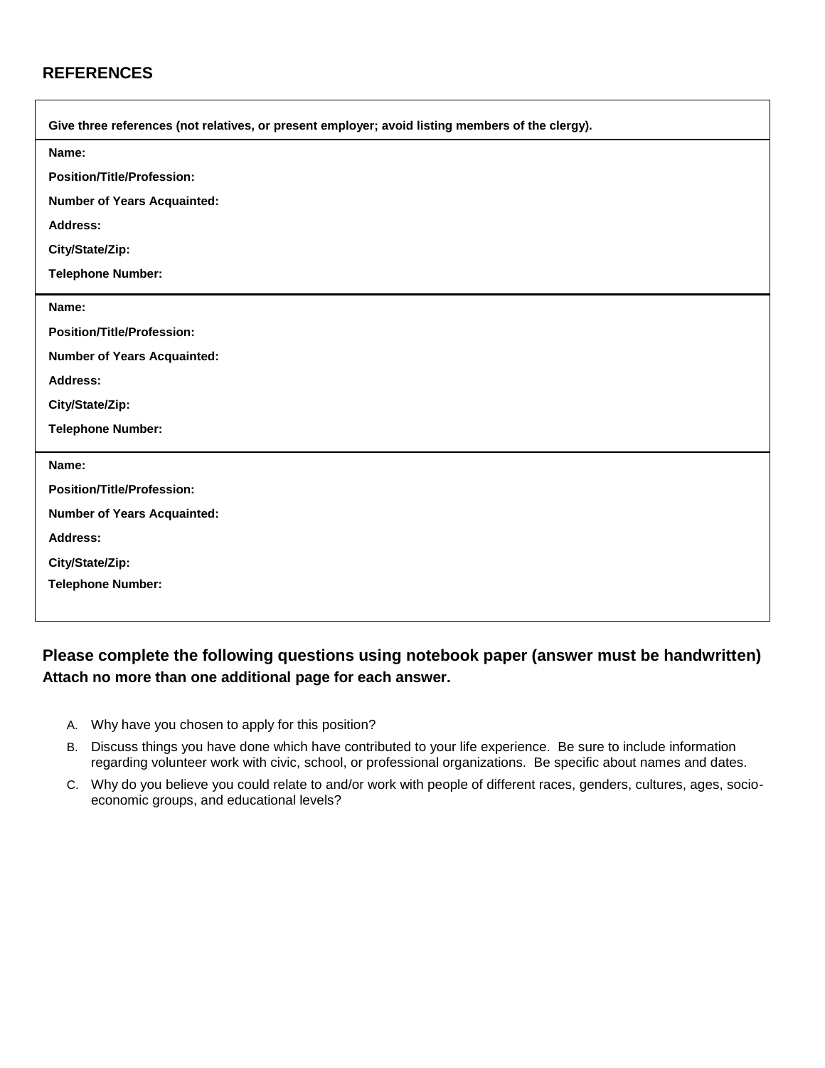## REFERENCES

**Give three references (not relatives, or present employer; avoid listing members of the clergy).**

**Name:**

**Position/Title/Profession:**

**Number of Years Acquainted:**

**Address:**

**City/State/Zip:**

**Telephone Number:**

---

**Name:**

**Position/Title/Profession:**

**Number of Years Acquainted:**

**Address:**

**City/State/Zip:**

**Telephone Number:**

---

**Name:**

**Position/Title/Profession:**

**Number of Years Acquainted:**

**Address:**

**City/State/Zip:**

**Telephone Number:**

---

### Please complete the following questions using notebook paper (answer must be handwritten)

**Attach no more than one additional page for each answer.**

A. Why have you chosen to apply for this position?

B. Discuss things you have done which have contributed to your life experience. Be sure to include information regarding volunteer work with civic, school, or professional organizations. Be specific about names and dates.

C. Why do you believe you could relate to and/or work with people of different races, genders, cultures, ages, socio-economic groups, and educational levels?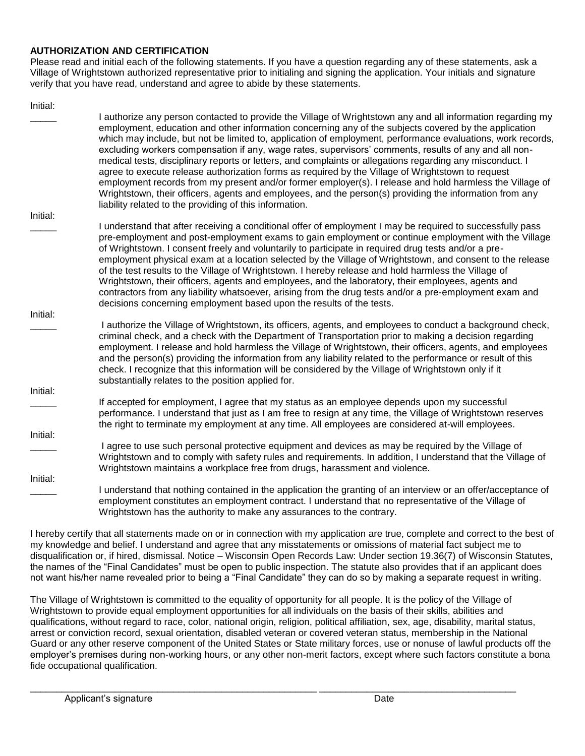**AUTHORIZATION AND CERTIFICATION**

Please read and initial each of the following statements. If you have a question regarding any of these statements, ask a Village of Wrightstown authorized representative prior to initialing and signing the application. Your initials and signature verify that you have read, understand and agree to abide by these statements.

Initial:
_____ I authorize any person contacted to provide the Village of Wrightstown any and all information regarding my employment, education and other information concerning any of the subjects covered by the application which may include, but not be limited to, application of employment, performance evaluations, work records, excluding workers compensation if any, wage rates, supervisors' comments, results of any and all non-medical tests, disciplinary reports or letters, and complaints or allegations regarding any misconduct. I agree to execute release authorization forms as required by the Village of Wrightstown to request employment records from my present and/or former employer(s). I release and hold harmless the Village of Wrightstown, their officers, agents and employees, and the person(s) providing the information from any liability related to the providing of this information.

Initial:
_____ I understand that after receiving a conditional offer of employment I may be required to successfully pass pre-employment and post-employment exams to gain employment or continue employment with the Village of Wrightstown. I consent freely and voluntarily to participate in required drug tests and/or a pre-employment physical exam at a location selected by the Village of Wrightstown, and consent to the release of the test results to the Village of Wrightstown. I hereby release and hold harmless the Village of Wrightstown, their officers, agents and employees, and the laboratory, their employees, agents and contractors from any liability whatsoever, arising from the drug tests and/or a pre-employment exam and decisions concerning employment based upon the results of the tests.

Initial:
_____ I authorize the Village of Wrightstown, its officers, agents, and employees to conduct a background check, criminal check, and a check with the Department of Transportation prior to making a decision regarding employment. I release and hold harmless the Village of Wrightstown, their officers, agents, and employees and the person(s) providing the information from any liability related to the performance or result of this check. I recognize that this information will be considered by the Village of Wrightstown only if it substantially relates to the position applied for.

Initial:
_____ If accepted for employment, I agree that my status as an employee depends upon my successful performance. I understand that just as I am free to resign at any time, the Village of Wrightstown reserves the right to terminate my employment at any time. All employees are considered at-will employees.

Initial:
_____ I agree to use such personal protective equipment and devices as may be required by the Village of Wrightstown and to comply with safety rules and requirements. In addition, I understand that the Village of Wrightstown maintains a workplace free from drugs, harassment and violence.

Initial:
_____ I understand that nothing contained in the application the granting of an interview or an offer/acceptance of employment constitutes an employment contract. I understand that no representative of the Village of Wrightstown has the authority to make any assurances to the contrary.

I hereby certify that all statements made on or in connection with my application are true, complete and correct to the best of my knowledge and belief. I understand and agree that any misstatements or omissions of material fact subject me to disqualification or, if hired, dismissal. Notice – Wisconsin Open Records Law: Under section 19.36(7) of Wisconsin Statutes, the names of the "Final Candidates" must be open to public inspection. The statute also provides that if an applicant does not want his/her name revealed prior to being a "Final Candidate" they can do so by making a separate request in writing.

The Village of Wrightstown is committed to the equality of opportunity for all people. It is the policy of the Village of Wrightstown to provide equal employment opportunities for all individuals on the basis of their skills, abilities and qualifications, without regard to race, color, national origin, religion, political affiliation, sex, age, disability, marital status, arrest or conviction record, sexual orientation, disabled veteran or covered veteran status, membership in the National Guard or any other reserve component of the United States or State military forces, use or nonuse of lawful products off the employer's premises during non-working hours, or any other non-merit factors, except where such factors constitute a bona fide occupational qualification.

_______________________________________________________ ____________________________________

Applicant's signature Date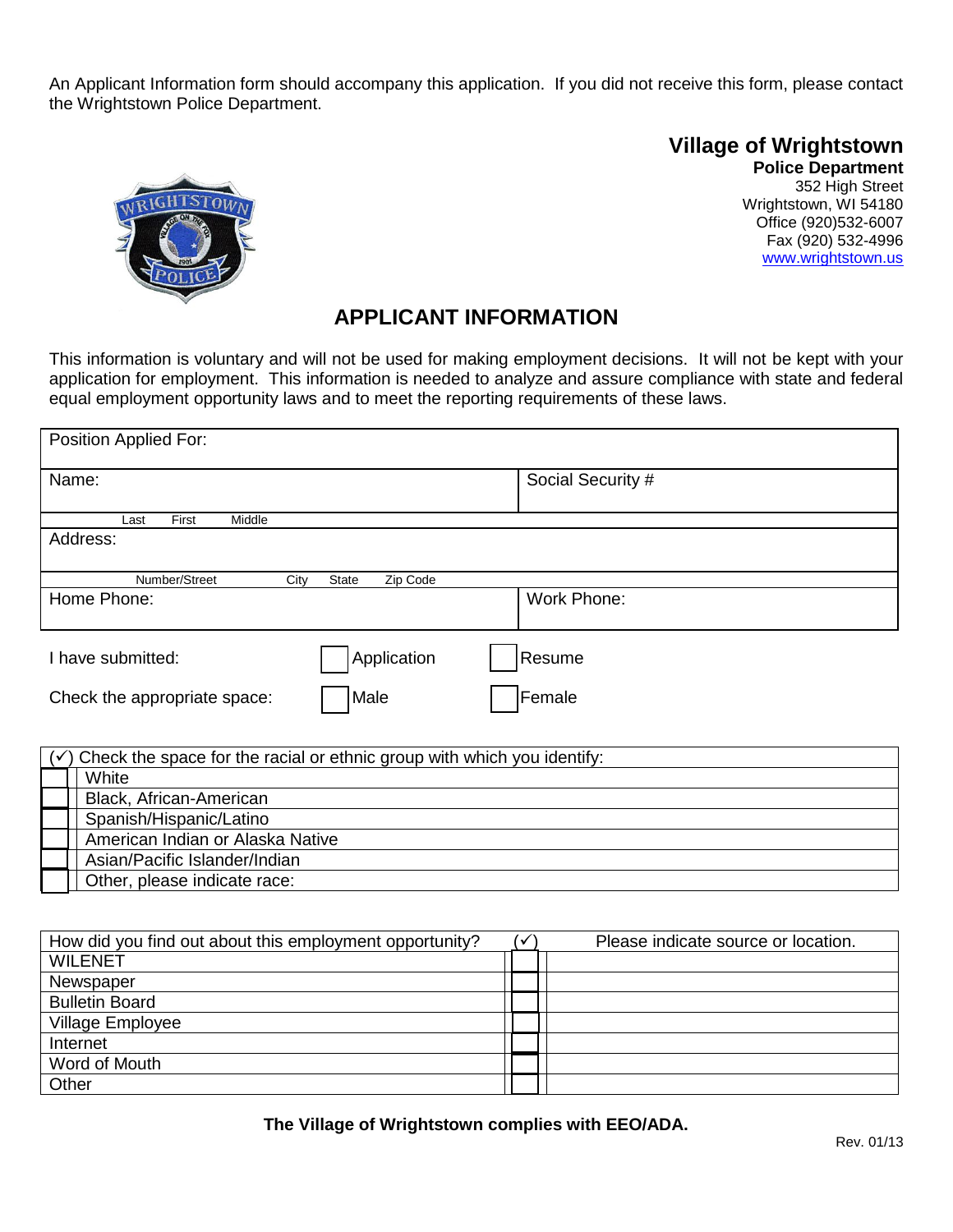An Applicant Information form should accompany this application. If you did not receive this form, please contact the Wrightstown Police Department.

**Village of Wrightstown**
**Police Department**
352 High Street
Wrightstown, WI 54180
Office (920)532-6007
Fax (920) 532-4996
www.wrightstown.us

# APPLICANT INFORMATION

This information is voluntary and will not be used for making employment decisions. It will not be kept with your application for employment. This information is needed to analyze and assure compliance with state and federal equal employment opportunity laws and to meet the reporting requirements of these laws.

| | |
|---|---|
| Position Applied For: | |
| Name: | Social Security # |
| Last First Middle | |
| Address: | |
| Number/Street City State Zip Code | |
| Home Phone: | Work Phone: |

I have submitted: ☐ Application ☐ Resume

Check the appropriate space: ☐ Male ☐ Female

| (✓) | Check the space for the racial or ethnic group with which you identify: |
|---|---|
| ☐ | White |
| ☐ | Black, African-American |
| ☐ | Spanish/Hispanic/Latino |
| ☐ | American Indian or Alaska Native |
| ☐ | Asian/Pacific Islander/Indian |
| ☐ | Other, please indicate race: |

| How did you find out about this employment opportunity? | (✓) | Please indicate source or location. |
|---|---|---|
| WILENET | ☐ | |
| Newspaper | ☐ | |
| Bulletin Board | ☐ | |
| Village Employee | ☐ | |
| Internet | ☐ | |
| Word of Mouth | ☐ | |
| Other | ☐ | |

**The Village of Wrightstown complies with EEO/ADA.**

Rev. 01/13